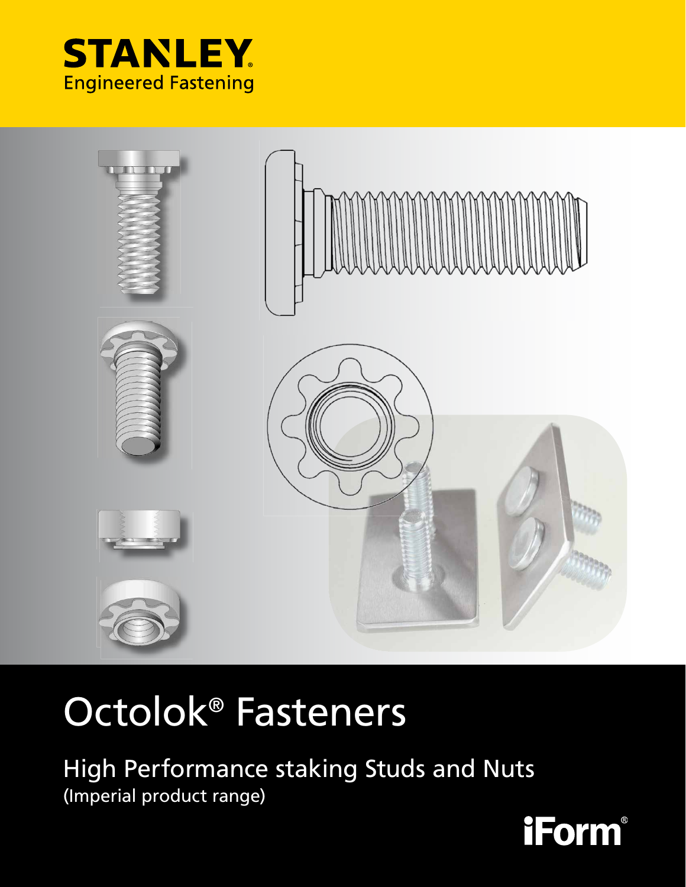STANLEY

Engineered Fastening

# Octolok® Fasteners

## High Performance staking Studs and Nuts

(Imperial product range)

iForm®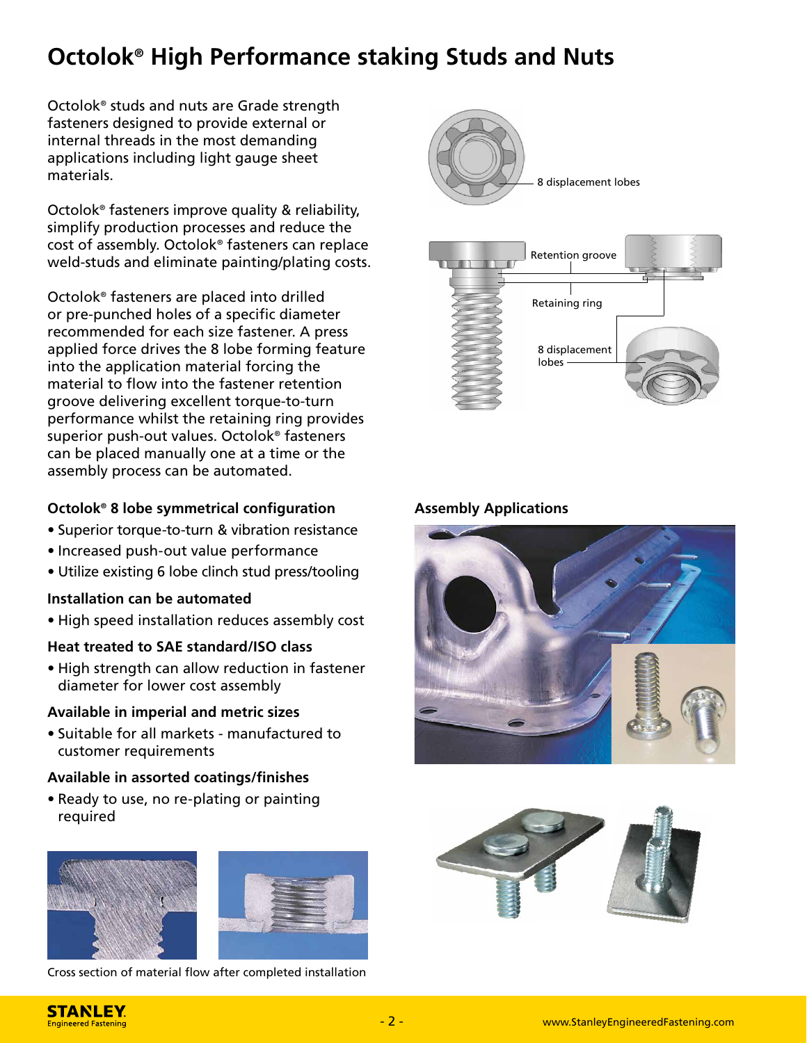# Octolok® High Performance staking Studs and Nuts

Octolok® studs and nuts are Grade strength fasteners designed to provide external or internal threads in the most demanding applications including light gauge sheet materials.

Octolok® fasteners improve quality & reliability, simplify production processes and reduce the cost of assembly. Octolok® fasteners can replace weld-studs and eliminate painting/plating costs.

Octolok® fasteners are placed into drilled or pre-punched holes of a specific diameter recommended for each size fastener. A press applied force drives the 8 lobe forming feature into the application material forcing the material to flow into the fastener retention groove delivering excellent torque-to-turn performance whilst the retaining ring provides superior push-out values. Octolok® fasteners can be placed manually one at a time or the assembly process can be automated.

8 displacement lobes

Retention groove

Retaining ring

8 displacement lobes

### Octolok® 8 lobe symmetrical configuration

- Superior torque-to-turn & vibration resistance
- Increased push-out value performance
- Utilize existing 6 lobe clinch stud press/tooling

### Installation can be automated

- High speed installation reduces assembly cost

### Heat treated to SAE standard/ISO class

- High strength can allow reduction in fastener diameter for lower cost assembly

### Available in imperial and metric sizes

- Suitable for all markets - manufactured to customer requirements

### Available in assorted coatings/finishes

- Ready to use, no re-plating or painting required

Cross section of material flow after completed installation

### Assembly Applications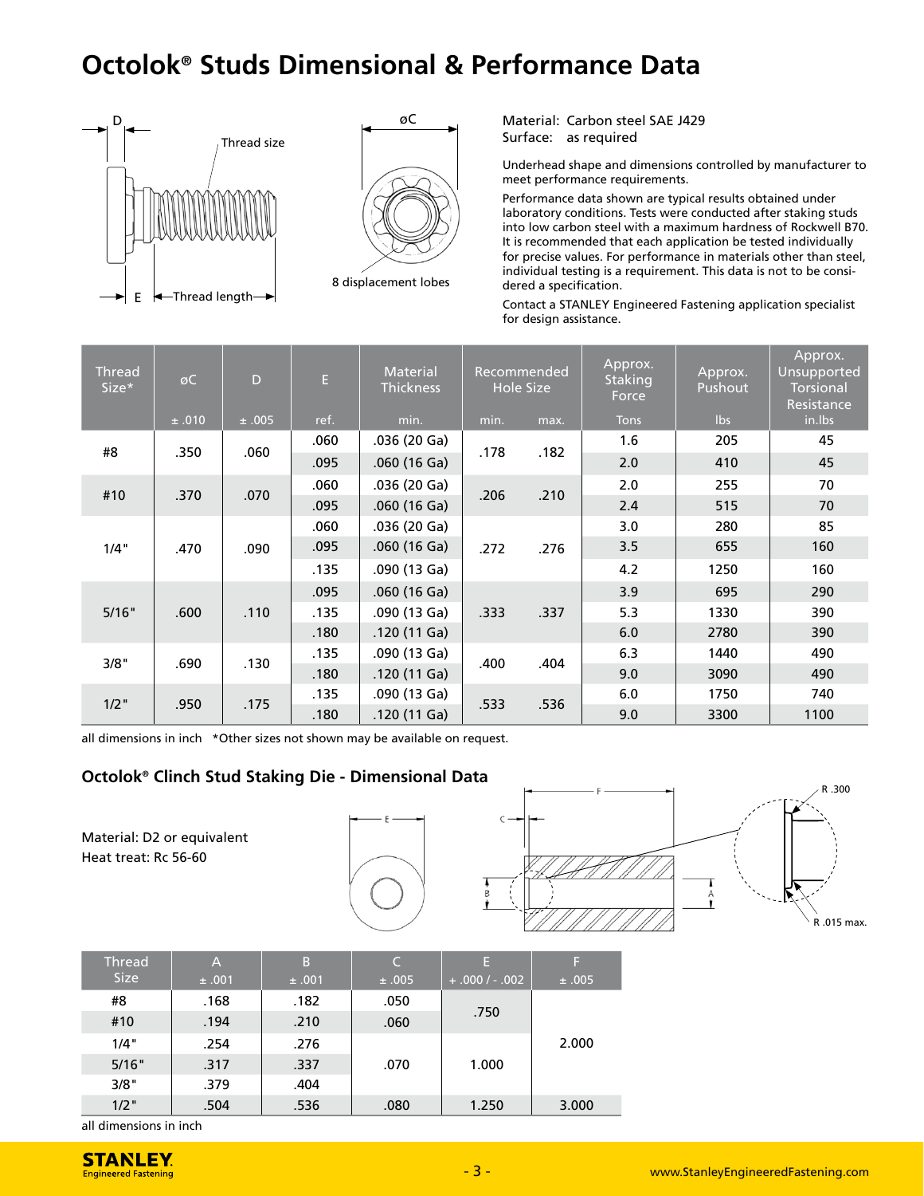# Octolok® Studs Dimensional & Performance Data

Material: Carbon steel SAE J429
Surface: as required

Underhead shape and dimensions controlled by manufacturer to meet performance requirements.

Performance data shown are typical results obtained under laboratory conditions. Tests were conducted after staking studs into low carbon steel with a maximum hardness of Rockwell B70. It is recommended that each application be tested individually for precise values. For performance in materials other than steel, individual testing is a requirement. This data is not to be considered a specification.

Contact a STANLEY Engineered Fastening application specialist for design assistance.

| Thread Size* | øC ± .010 | D ± .005 | E ref. | Material Thickness min. | Recommended Hole Size min. | max. | Approx. Staking Force Tons | Approx. Pushout lbs | Approx. Unsupported Torsional Resistance in.lbs |
|---|---|---|---|---|---|---|---|---|---|
| #8 | .350 | .060 | .060 | .036 (20 Ga) | .178 | .182 | 1.6 | 205 | 45 |
| | | | .095 | .060 (16 Ga) | | | 2.0 | 410 | 45 |
| #10 | .370 | .070 | .060 | .036 (20 Ga) | .206 | .210 | 2.0 | 255 | 70 |
| | | | .095 | .060 (16 Ga) | | | 2.4 | 515 | 70 |
| 1/4" | .470 | .090 | .060 | .036 (20 Ga) | .272 | .276 | 3.0 | 280 | 85 |
| | | | .095 | .060 (16 Ga) | | | 3.5 | 655 | 160 |
| | | | .135 | .090 (13 Ga) | | | 4.2 | 1250 | 160 |
| 5/16" | .600 | .110 | .095 | .060 (16 Ga) | .333 | .337 | 3.9 | 695 | 290 |
| | | | .135 | .090 (13 Ga) | | | 5.3 | 1330 | 390 |
| | | | .180 | .120 (11 Ga) | | | 6.0 | 2780 | 390 |
| 3/8" | .690 | .130 | .135 | .090 (13 Ga) | .400 | .404 | 6.3 | 1440 | 490 |
| | | | .180 | .120 (11 Ga) | | | 9.0 | 3090 | 490 |
| 1/2" | .950 | .175 | .135 | .090 (13 Ga) | .533 | .536 | 6.0 | 1750 | 740 |
| | | | .180 | .120 (11 Ga) | | | 9.0 | 3300 | 1100 |

all dimensions in inch *Other sizes not shown may be available on request.

## Octolok® Clinch Stud Staking Die - Dimensional Data

Material: D2 or equivalent
Heat treat: Rc 56-60

| Thread Size | A ± .001 | B ± .001 | C ± .005 | E + .000 / - .002 | F ± .005 |
|---|---|---|---|---|---|
| #8 | .168 | .182 | .050 | .750 | 2.000 |
| #10 | .194 | .210 | .060 | .750 | 2.000 |
| 1/4" | .254 | .276 | .070 | 1.000 | 2.000 |
| 5/16" | .317 | .337 | .070 | 1.000 | 2.000 |
| 3/8" | .379 | .404 | .070 | 1.000 | 2.000 |
| 1/2" | .504 | .536 | .080 | 1.250 | 3.000 |

all dimensions in inch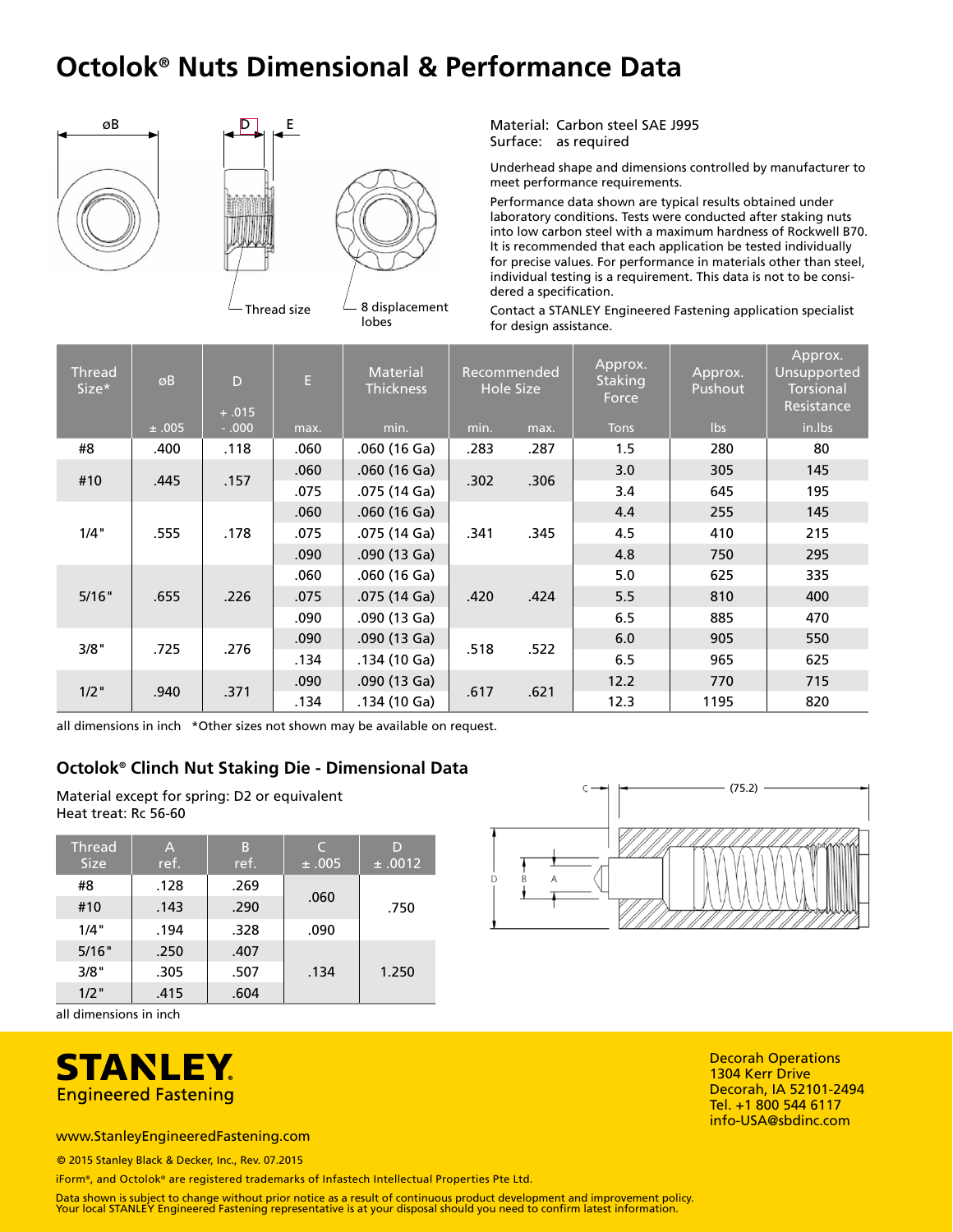# Octolok® Nuts Dimensional & Performance Data

øB

D E

Thread size

8 displacement lobes

Material: Carbon steel SAE J995
Surface: as required

Underhead shape and dimensions controlled by manufacturer to meet performance requirements.

Performance data shown are typical results obtained under laboratory conditions. Tests were conducted after staking nuts into low carbon steel with a maximum hardness of Rockwell B70. It is recommended that each application be tested individually for precise values. For performance in materials other than steel, individual testing is a requirement. This data is not to be considered a specification.

Contact a STANLEY Engineered Fastening application specialist for design assistance.

| Thread Size* | øB | D | E | Material Thickness | Recommended Hole Size | | Approx. Staking Force | Approx. Pushout | Approx. Unsupported Torsional Resistance |
|---|---|---|---|---|---|---|---|---|---|
| | ± .005 | + .015 - .000 | max. | min. | min. | max. | Tons | lbs | in.lbs |
| #8 | .400 | .118 | .060 | .060 (16 Ga) | .283 | .287 | 1.5 | 280 | 80 |
| #10 | .445 | .157 | .060 | .060 (16 Ga) | .302 | .306 | 3.0 | 305 | 145 |
| | | | .075 | .075 (14 Ga) | | | 3.4 | 645 | 195 |
| 1/4" | .555 | .178 | .060 | .060 (16 Ga) | .341 | .345 | 4.4 | 255 | 145 |
| | | | .075 | .075 (14 Ga) | | | 4.5 | 410 | 215 |
| | | | .090 | .090 (13 Ga) | | | 4.8 | 750 | 295 |
| 5/16" | .655 | .226 | .060 | .060 (16 Ga) | .420 | .424 | 5.0 | 625 | 335 |
| | | | .075 | .075 (14 Ga) | | | 5.5 | 810 | 400 |
| | | | .090 | .090 (13 Ga) | | | 6.5 | 885 | 470 |
| 3/8" | .725 | .276 | .090 | .090 (13 Ga) | .518 | .522 | 6.0 | 905 | 550 |
| | | | .134 | .134 (10 Ga) | | | 6.5 | 965 | 625 |
| 1/2" | .940 | .371 | .090 | .090 (13 Ga) | .617 | .621 | 12.2 | 770 | 715 |
| | | | .134 | .134 (10 Ga) | | | 12.3 | 1195 | 820 |

all dimensions in inch *Other sizes not shown may be available on request.

## Octolok® Clinch Nut Staking Die - Dimensional Data

Material except for spring: D2 or equivalent
Heat treat: Rc 56-60

| Thread Size | A ref. | B ref. | C ± .005 | D ± .0012 |
|---|---|---|---|---|
| #8 | .128 | .269 | .060 | .750 |
| #10 | .143 | .290 | | |
| 1/4" | .194 | .328 | .090 | 1.250 |
| 5/16" | .250 | .407 | .134 | |
| 3/8" | .305 | .507 | | |
| 1/2" | .415 | .604 | | |

all dimensions in inch

C (75.2)

D B A

**STANLEY.**
Engineered Fastening

www.StanleyEngineeredFastening.com

Decorah Operations
1304 Kerr Drive
Decorah, IA 52101-2494
Tel. +1 800 544 6117
info-USA@sbdinc.com

© 2015 Stanley Black & Decker, Inc., Rev. 07.2015

iForm®, and Octolok® are registered trademarks of Infastech Intellectual Properties Pte Ltd.

Data shown is subject to change without prior notice as a result of continuous product development and improvement policy.
Your local STANLEY Engineered Fastening representative is at your disposal should you need to confirm latest information.